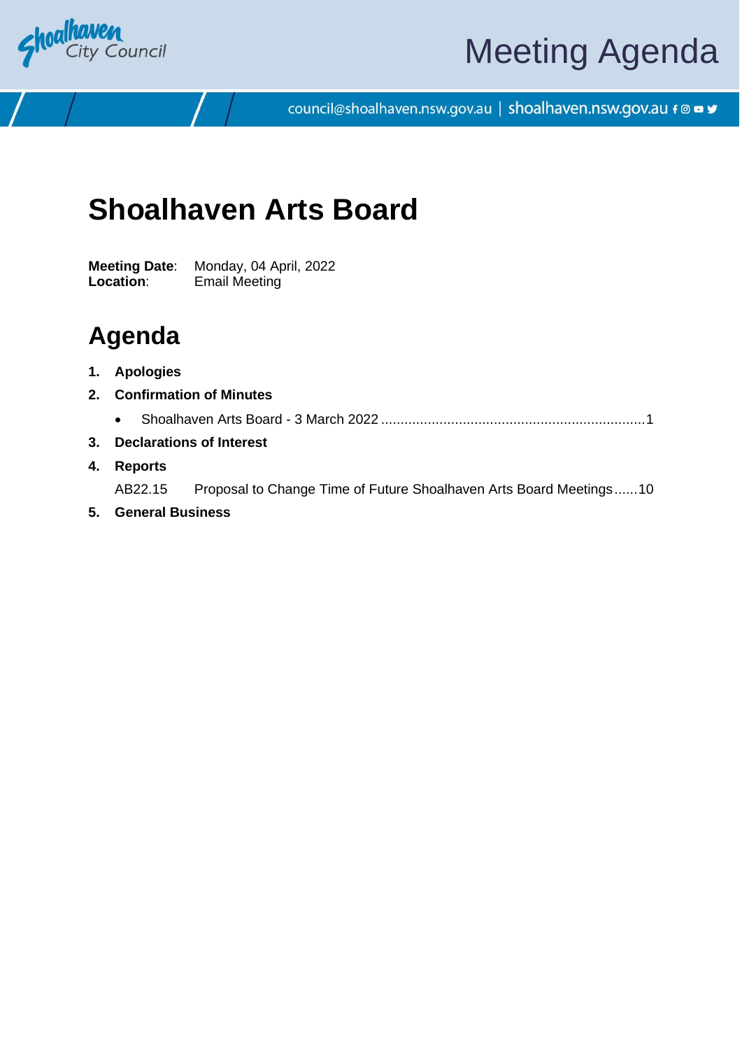# Meeting Agenda

council@shoalhaven.nsw.gov.au | shoalhaven.nsw.gov.au

# Shoalhaven Arts Board

**Meeting Date**: Monday, 04 April, 2022
**Location**: Email Meeting

## Agenda

1. **Apologies**
2. **Confirmation of Minutes**
   - Shoalhaven Arts Board - 3 March 2022 .................................................................... 1
3. **Declarations of Interest**
4. **Reports**

   AB22.15 Proposal to Change Time of Future Shoalhaven Arts Board Meetings ...... 10
5. **General Business**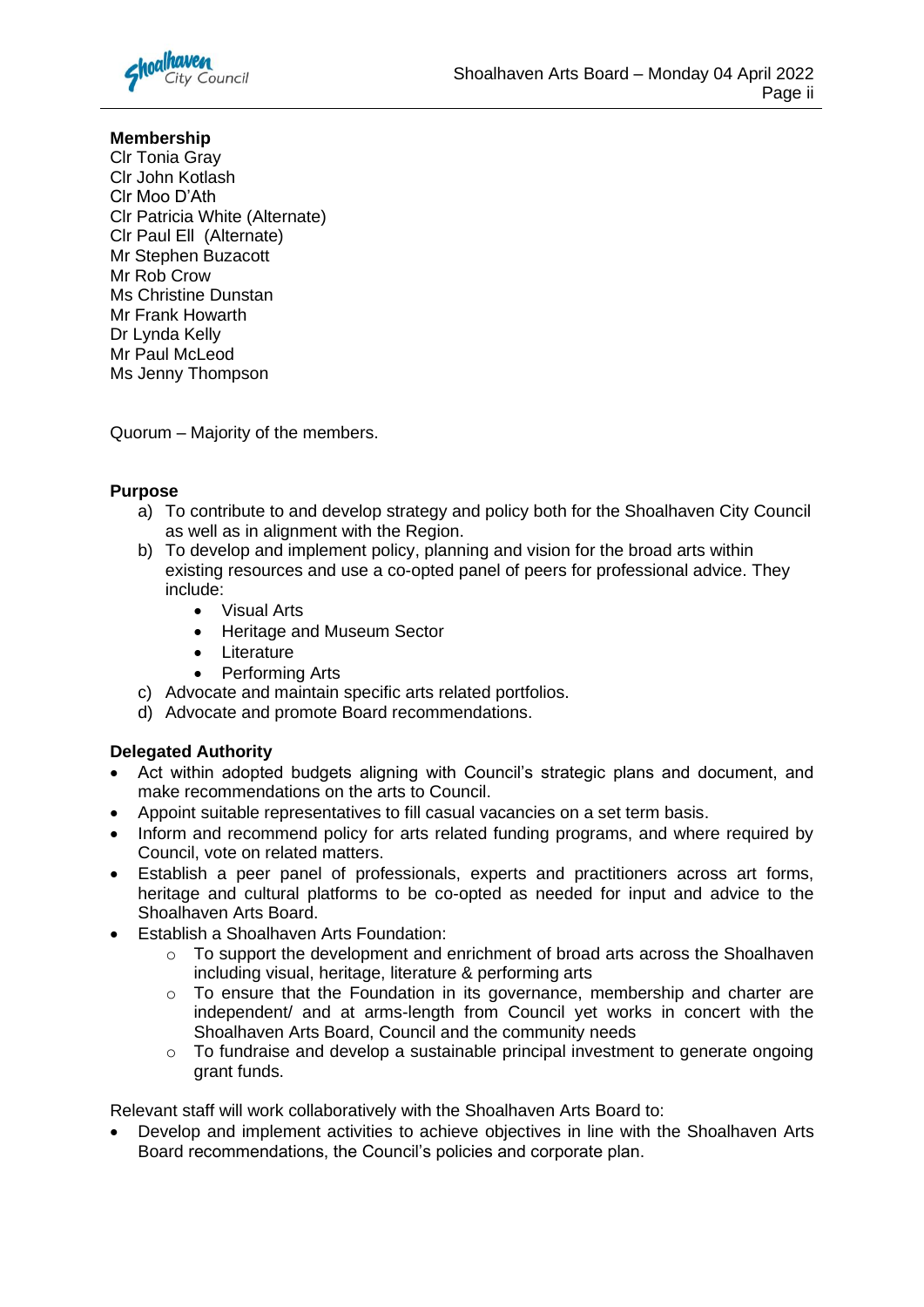**Membership**
Clr Tonia Gray
Clr John Kotlash
Clr Moo D'Ath
Clr Patricia White (Alternate)
Clr Paul Ell (Alternate)
Mr Stephen Buzacott
Mr Rob Crow
Ms Christine Dunstan
Mr Frank Howarth
Dr Lynda Kelly
Mr Paul McLeod
Ms Jenny Thompson

Quorum – Majority of the members.

**Purpose**

a) To contribute to and develop strategy and policy both for the Shoalhaven City Council as well as in alignment with the Region.
b) To develop and implement policy, planning and vision for the broad arts within existing resources and use a co-opted panel of peers for professional advice. They include:
    - Visual Arts
    - Heritage and Museum Sector
    - Literature
    - Performing Arts
c) Advocate and maintain specific arts related portfolios.
d) Advocate and promote Board recommendations.

**Delegated Authority**

- Act within adopted budgets aligning with Council's strategic plans and document, and make recommendations on the arts to Council.
- Appoint suitable representatives to fill casual vacancies on a set term basis.
- Inform and recommend policy for arts related funding programs, and where required by Council, vote on related matters.
- Establish a peer panel of professionals, experts and practitioners across art forms, heritage and cultural platforms to be co-opted as needed for input and advice to the Shoalhaven Arts Board.
- Establish a Shoalhaven Arts Foundation:
    - To support the development and enrichment of broad arts across the Shoalhaven including visual, heritage, literature & performing arts
    - To ensure that the Foundation in its governance, membership and charter are independent/ and at arms-length from Council yet works in concert with the Shoalhaven Arts Board, Council and the community needs
    - To fundraise and develop a sustainable principal investment to generate ongoing grant funds.

Relevant staff will work collaboratively with the Shoalhaven Arts Board to:

- Develop and implement activities to achieve objectives in line with the Shoalhaven Arts Board recommendations, the Council's policies and corporate plan.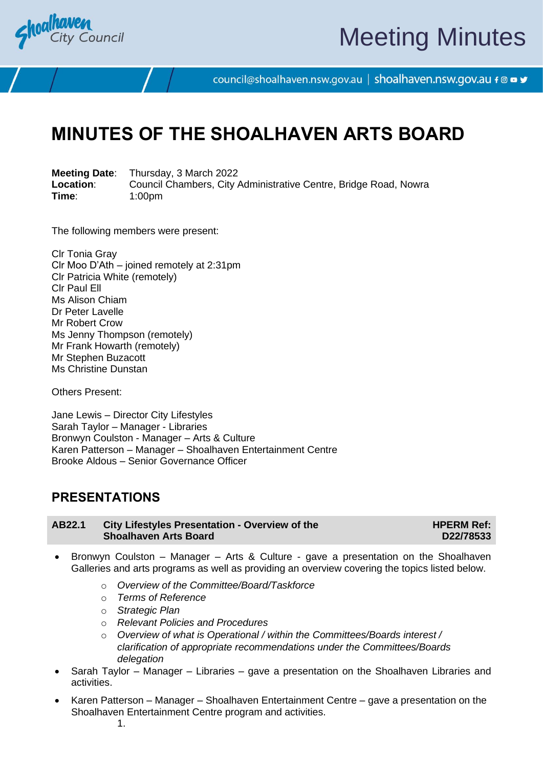# MINUTES OF THE SHOALHAVEN ARTS BOARD

**Meeting Date**: Thursday, 3 March 2022
**Location**: Council Chambers, City Administrative Centre, Bridge Road, Nowra
**Time**: 1:00pm

The following members were present:

Clr Tonia Gray
Clr Moo D'Ath – joined remotely at 2:31pm
Clr Patricia White (remotely)
Clr Paul Ell
Ms Alison Chiam
Dr Peter Lavelle
Mr Robert Crow
Ms Jenny Thompson (remotely)
Mr Frank Howarth (remotely)
Mr Stephen Buzacott
Ms Christine Dunstan

Others Present:

Jane Lewis – Director City Lifestyles
Sarah Taylor – Manager - Libraries
Bronwyn Coulston - Manager – Arts & Culture
Karen Patterson – Manager – Shoalhaven Entertainment Centre
Brooke Aldous – Senior Governance Officer

## PRESENTATIONS

### AB22.1 City Lifestyles Presentation - Overview of the Shoalhaven Arts Board — HPERM Ref: D22/78533

- Bronwyn Coulston – Manager – Arts & Culture - gave a presentation on the Shoalhaven Galleries and arts programs as well as providing an overview covering the topics listed below.
    - *Overview of the Committee/Board/Taskforce*
    - *Terms of Reference*
    - *Strategic Plan*
    - *Relevant Policies and Procedures*
    - *Overview of what is Operational / within the Committees/Boards interest / clarification of appropriate recommendations under the Committees/Boards delegation*
- Sarah Taylor – Manager – Libraries – gave a presentation on the Shoalhaven Libraries and activities.
- Karen Patterson – Manager – Shoalhaven Entertainment Centre – gave a presentation on the Shoalhaven Entertainment Centre program and activities.

1.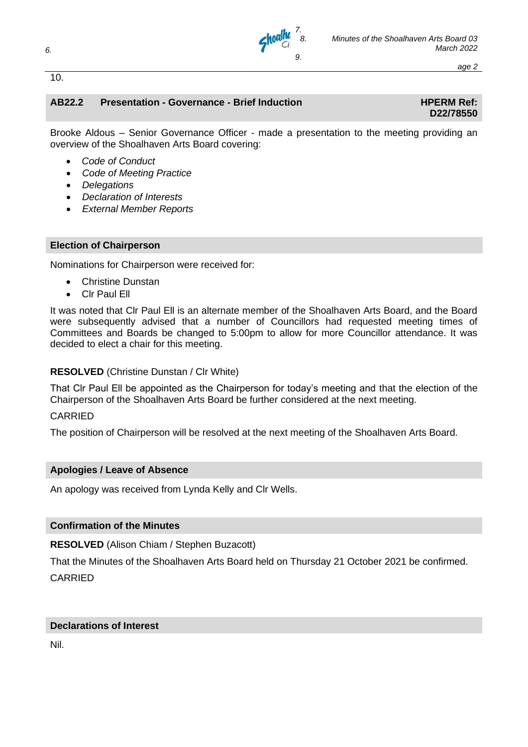## AB22.2 Presentation - Governance - Brief Induction

**HPERM Ref: D22/78550**

Brooke Aldous – Senior Governance Officer - made a presentation to the meeting providing an overview of the Shoalhaven Arts Board covering:

- *Code of Conduct*
- *Code of Meeting Practice*
- *Delegations*
- *Declaration of Interests*
- *External Member Reports*

## Election of Chairperson

Nominations for Chairperson were received for:

- Christine Dunstan
- Clr Paul Ell

It was noted that Clr Paul Ell is an alternate member of the Shoalhaven Arts Board, and the Board were subsequently advised that a number of Councillors had requested meeting times of Committees and Boards be changed to 5:00pm to allow for more Councillor attendance. It was decided to elect a chair for this meeting.

**RESOLVED** (Christine Dunstan / Clr White)

That Clr Paul Ell be appointed as the Chairperson for today's meeting and that the election of the Chairperson of the Shoalhaven Arts Board be further considered at the next meeting.

CARRIED

The position of Chairperson will be resolved at the next meeting of the Shoalhaven Arts Board.

## Apologies / Leave of Absence

An apology was received from Lynda Kelly and Clr Wells.

## Confirmation of the Minutes

**RESOLVED** (Alison Chiam / Stephen Buzacott)

That the Minutes of the Shoalhaven Arts Board held on Thursday 21 October 2021 be confirmed.

CARRIED

## Declarations of Interest

Nil.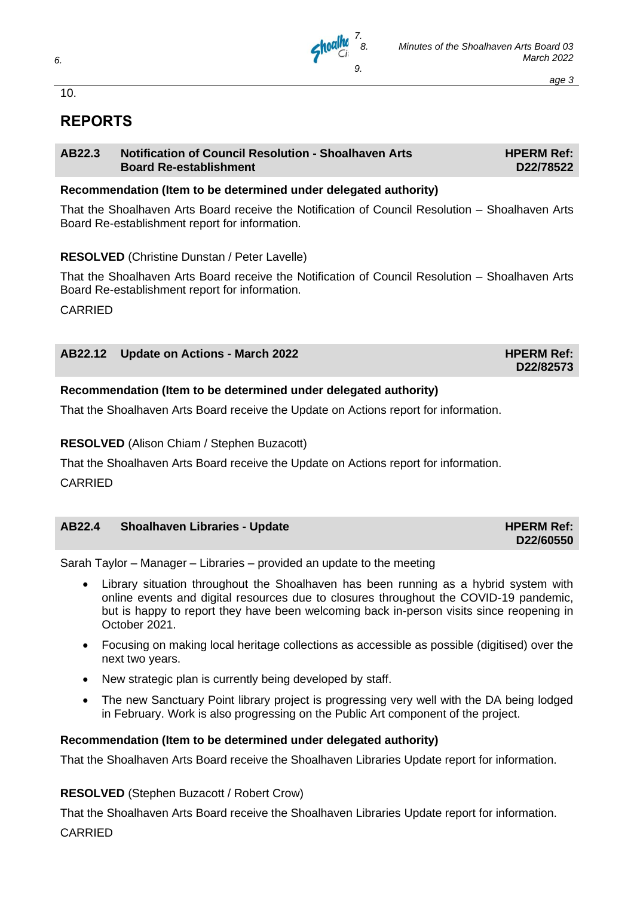## REPORTS

| AB22.3 | Notification of Council Resolution - Shoalhaven Arts Board Re-establishment | HPERM Ref: D22/78522 |
|---|---|---|

**Recommendation (Item to be determined under delegated authority)**

That the Shoalhaven Arts Board receive the Notification of Council Resolution – Shoalhaven Arts Board Re-establishment report for information.

**RESOLVED** (Christine Dunstan / Peter Lavelle)

That the Shoalhaven Arts Board receive the Notification of Council Resolution – Shoalhaven Arts Board Re-establishment report for information.

CARRIED

| AB22.12 | Update on Actions - March 2022 | HPERM Ref: D22/82573 |
|---|---|---|

**Recommendation (Item to be determined under delegated authority)**

That the Shoalhaven Arts Board receive the Update on Actions report for information.

**RESOLVED** (Alison Chiam / Stephen Buzacott)

That the Shoalhaven Arts Board receive the Update on Actions report for information.

CARRIED

| AB22.4 | Shoalhaven Libraries - Update | HPERM Ref: D22/60550 |
|---|---|---|

Sarah Taylor – Manager – Libraries – provided an update to the meeting

- Library situation throughout the Shoalhaven has been running as a hybrid system with online events and digital resources due to closures throughout the COVID-19 pandemic, but is happy to report they have been welcoming back in-person visits since reopening in October 2021.
- Focusing on making local heritage collections as accessible as possible (digitised) over the next two years.
- New strategic plan is currently being developed by staff.
- The new Sanctuary Point library project is progressing very well with the DA being lodged in February. Work is also progressing on the Public Art component of the project.

**Recommendation (Item to be determined under delegated authority)**

That the Shoalhaven Arts Board receive the Shoalhaven Libraries Update report for information.

**RESOLVED** (Stephen Buzacott / Robert Crow)

That the Shoalhaven Arts Board receive the Shoalhaven Libraries Update report for information.

CARRIED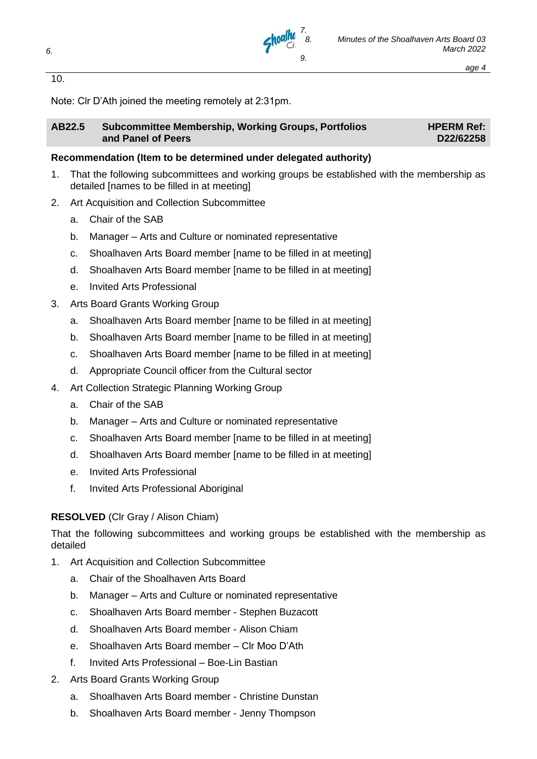Note: Clr D'Ath joined the meeting remotely at 2:31pm.

## AB22.5 Subcommittee Membership, Working Groups, Portfolios and Panel of Peers

**HPERM Ref: D22/62258**

**Recommendation (Item to be determined under delegated authority)**

1. That the following subcommittees and working groups be established with the membership as detailed [names to be filled in at meeting]
2. Art Acquisition and Collection Subcommittee
   a. Chair of the SAB
   b. Manager – Arts and Culture or nominated representative
   c. Shoalhaven Arts Board member [name to be filled in at meeting]
   d. Shoalhaven Arts Board member [name to be filled in at meeting]
   e. Invited Arts Professional
3. Arts Board Grants Working Group
   a. Shoalhaven Arts Board member [name to be filled in at meeting]
   b. Shoalhaven Arts Board member [name to be filled in at meeting]
   c. Shoalhaven Arts Board member [name to be filled in at meeting]
   d. Appropriate Council officer from the Cultural sector
4. Art Collection Strategic Planning Working Group
   a. Chair of the SAB
   b. Manager – Arts and Culture or nominated representative
   c. Shoalhaven Arts Board member [name to be filled in at meeting]
   d. Shoalhaven Arts Board member [name to be filled in at meeting]
   e. Invited Arts Professional
   f. Invited Arts Professional Aboriginal

**RESOLVED** (Clr Gray / Alison Chiam)

That the following subcommittees and working groups be established with the membership as detailed

1. Art Acquisition and Collection Subcommittee
   a. Chair of the Shoalhaven Arts Board
   b. Manager – Arts and Culture or nominated representative
   c. Shoalhaven Arts Board member - Stephen Buzacott
   d. Shoalhaven Arts Board member - Alison Chiam
   e. Shoalhaven Arts Board member – Clr Moo D'Ath
   f. Invited Arts Professional – Boe-Lin Bastian
2. Arts Board Grants Working Group
   a. Shoalhaven Arts Board member - Christine Dunstan
   b. Shoalhaven Arts Board member - Jenny Thompson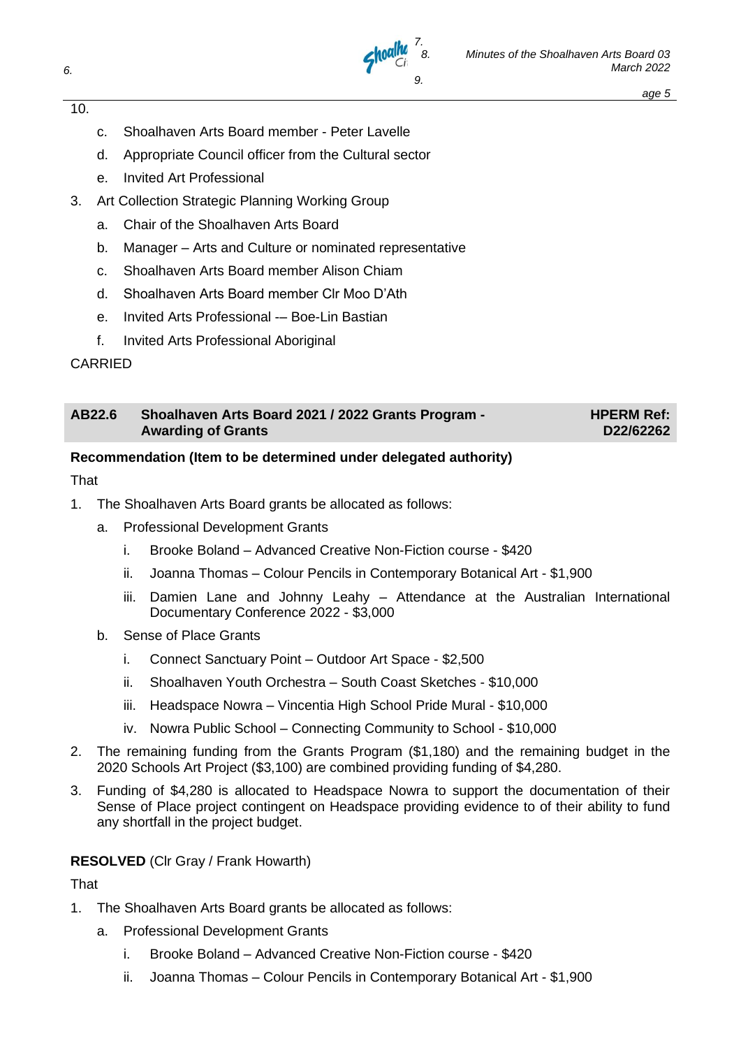10.

   c. Shoalhaven Arts Board member - Peter Lavelle
   d. Appropriate Council officer from the Cultural sector
   e. Invited Art Professional

3. Art Collection Strategic Planning Working Group
   a. Chair of the Shoalhaven Arts Board
   b. Manager – Arts and Culture or nominated representative
   c. Shoalhaven Arts Board member Alison Chiam
   d. Shoalhaven Arts Board member Clr Moo D'Ath
   e. Invited Arts Professional -– Boe-Lin Bastian
   f. Invited Arts Professional Aboriginal

CARRIED

| **AB22.6** | **Shoalhaven Arts Board 2021 / 2022 Grants Program - Awarding of Grants** | **HPERM Ref: D22/62262** |
|---|---|---|

**Recommendation (Item to be determined under delegated authority)**

That

1. The Shoalhaven Arts Board grants be allocated as follows:
   a. Professional Development Grants
      i. Brooke Boland – Advanced Creative Non-Fiction course - $420
      ii. Joanna Thomas – Colour Pencils in Contemporary Botanical Art - $1,900
      iii. Damien Lane and Johnny Leahy – Attendance at the Australian International Documentary Conference 2022 - $3,000
   b. Sense of Place Grants
      i. Connect Sanctuary Point – Outdoor Art Space - $2,500
      ii. Shoalhaven Youth Orchestra – South Coast Sketches - $10,000
      iii. Headspace Nowra – Vincentia High School Pride Mural - $10,000
      iv. Nowra Public School – Connecting Community to School - $10,000
2. The remaining funding from the Grants Program ($1,180) and the remaining budget in the 2020 Schools Art Project ($3,100) are combined providing funding of $4,280.
3. Funding of $4,280 is allocated to Headspace Nowra to support the documentation of their Sense of Place project contingent on Headspace providing evidence to of their ability to fund any shortfall in the project budget.

**RESOLVED** (Clr Gray / Frank Howarth)

That

1. The Shoalhaven Arts Board grants be allocated as follows:
   a. Professional Development Grants
      i. Brooke Boland – Advanced Creative Non-Fiction course - $420
      ii. Joanna Thomas – Colour Pencils in Contemporary Botanical Art - $1,900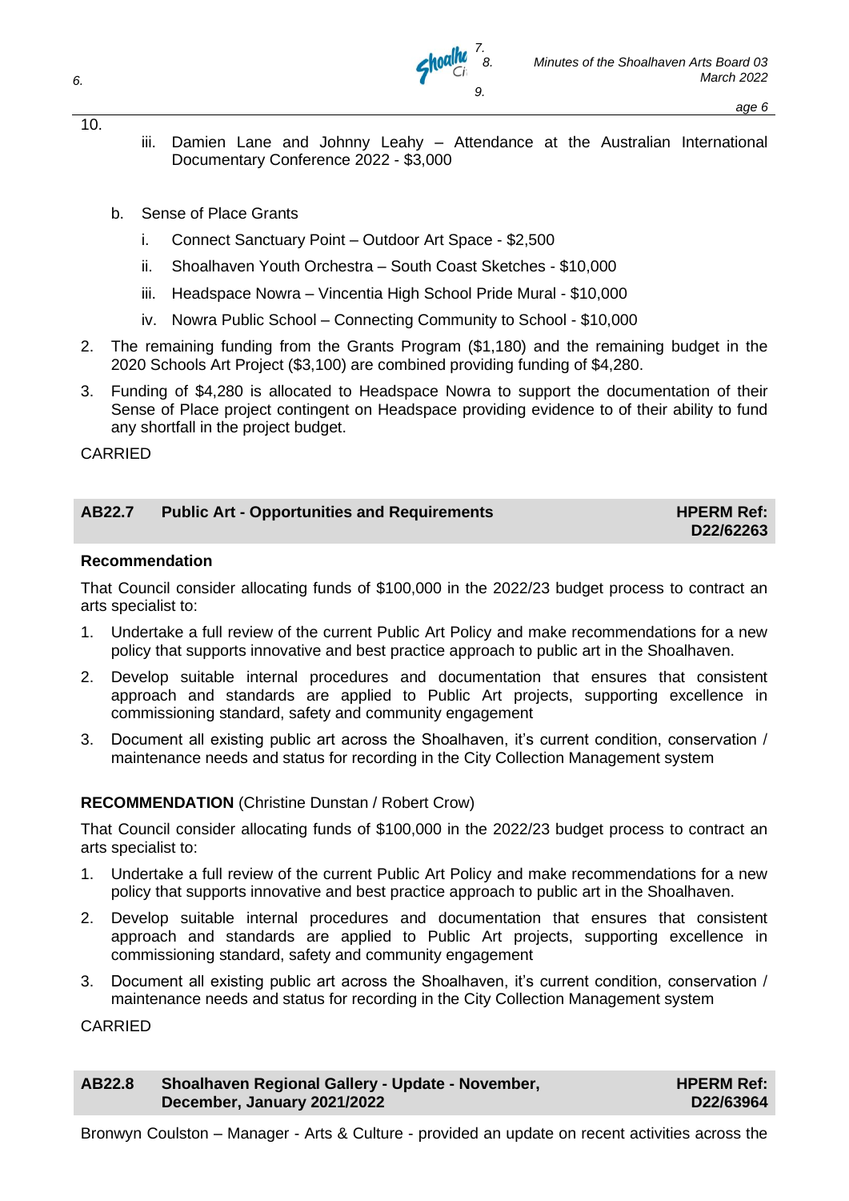iii. Damien Lane and Johnny Leahy – Attendance at the Australian International Documentary Conference 2022 - $3,000

b. Sense of Place Grants

   i. Connect Sanctuary Point – Outdoor Art Space - $2,500

   ii. Shoalhaven Youth Orchestra – South Coast Sketches - $10,000

   iii. Headspace Nowra – Vincentia High School Pride Mural - $10,000

   iv. Nowra Public School – Connecting Community to School - $10,000

2. The remaining funding from the Grants Program ($1,180) and the remaining budget in the 2020 Schools Art Project ($3,100) are combined providing funding of $4,280.
3. Funding of $4,280 is allocated to Headspace Nowra to support the documentation of their Sense of Place project contingent on Headspace providing evidence to of their ability to fund any shortfall in the project budget.

CARRIED

## AB22.7 Public Art - Opportunities and Requirements — HPERM Ref: D22/62263

**Recommendation**

That Council consider allocating funds of $100,000 in the 2022/23 budget process to contract an arts specialist to:

1. Undertake a full review of the current Public Art Policy and make recommendations for a new policy that supports innovative and best practice approach to public art in the Shoalhaven.
2. Develop suitable internal procedures and documentation that ensures that consistent approach and standards are applied to Public Art projects, supporting excellence in commissioning standard, safety and community engagement
3. Document all existing public art across the Shoalhaven, it's current condition, conservation / maintenance needs and status for recording in the City Collection Management system

**RECOMMENDATION** (Christine Dunstan / Robert Crow)

That Council consider allocating funds of $100,000 in the 2022/23 budget process to contract an arts specialist to:

1. Undertake a full review of the current Public Art Policy and make recommendations for a new policy that supports innovative and best practice approach to public art in the Shoalhaven.
2. Develop suitable internal procedures and documentation that ensures that consistent approach and standards are applied to Public Art projects, supporting excellence in commissioning standard, safety and community engagement
3. Document all existing public art across the Shoalhaven, it's current condition, conservation / maintenance needs and status for recording in the City Collection Management system

CARRIED

## AB22.8 Shoalhaven Regional Gallery - Update - November, December, January 2021/2022 — HPERM Ref: D22/63964

Bronwyn Coulston – Manager - Arts & Culture - provided an update on recent activities across the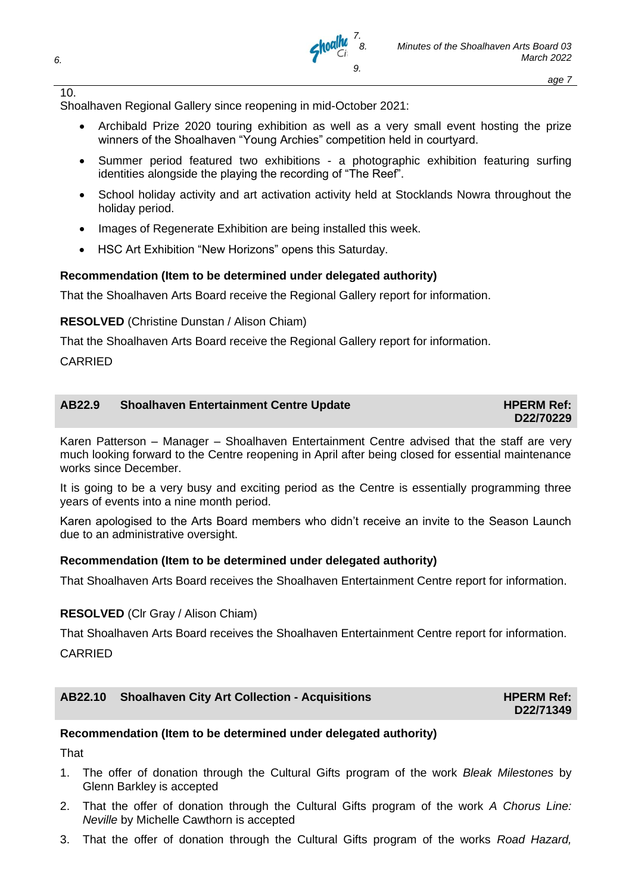Shoalhaven Regional Gallery since reopening in mid-October 2021:

- Archibald Prize 2020 touring exhibition as well as a very small event hosting the prize winners of the Shoalhaven "Young Archies" competition held in courtyard.
- Summer period featured two exhibitions - a photographic exhibition featuring surfing identities alongside the playing the recording of "The Reef".
- School holiday activity and art activation activity held at Stocklands Nowra throughout the holiday period.
- Images of Regenerate Exhibition are being installed this week.
- HSC Art Exhibition "New Horizons" opens this Saturday.

**Recommendation (Item to be determined under delegated authority)**

That the Shoalhaven Arts Board receive the Regional Gallery report for information.

**RESOLVED** (Christine Dunstan / Alison Chiam)

That the Shoalhaven Arts Board receive the Regional Gallery report for information.

CARRIED

## AB22.9 Shoalhaven Entertainment Centre Update

**HPERM Ref: D22/70229**

Karen Patterson – Manager – Shoalhaven Entertainment Centre advised that the staff are very much looking forward to the Centre reopening in April after being closed for essential maintenance works since December.

It is going to be a very busy and exciting period as the Centre is essentially programming three years of events into a nine month period.

Karen apologised to the Arts Board members who didn't receive an invite to the Season Launch due to an administrative oversight.

**Recommendation (Item to be determined under delegated authority)**

That Shoalhaven Arts Board receives the Shoalhaven Entertainment Centre report for information.

**RESOLVED** (Clr Gray / Alison Chiam)

That Shoalhaven Arts Board receives the Shoalhaven Entertainment Centre report for information.

CARRIED

## AB22.10 Shoalhaven City Art Collection - Acquisitions

**HPERM Ref: D22/71349**

**Recommendation (Item to be determined under delegated authority)**

That

1. The offer of donation through the Cultural Gifts program of the work *Bleak Milestones* by Glenn Barkley is accepted
2. That the offer of donation through the Cultural Gifts program of the work *A Chorus Line: Neville* by Michelle Cawthorn is accepted
3. That the offer of donation through the Cultural Gifts program of the works *Road Hazard,*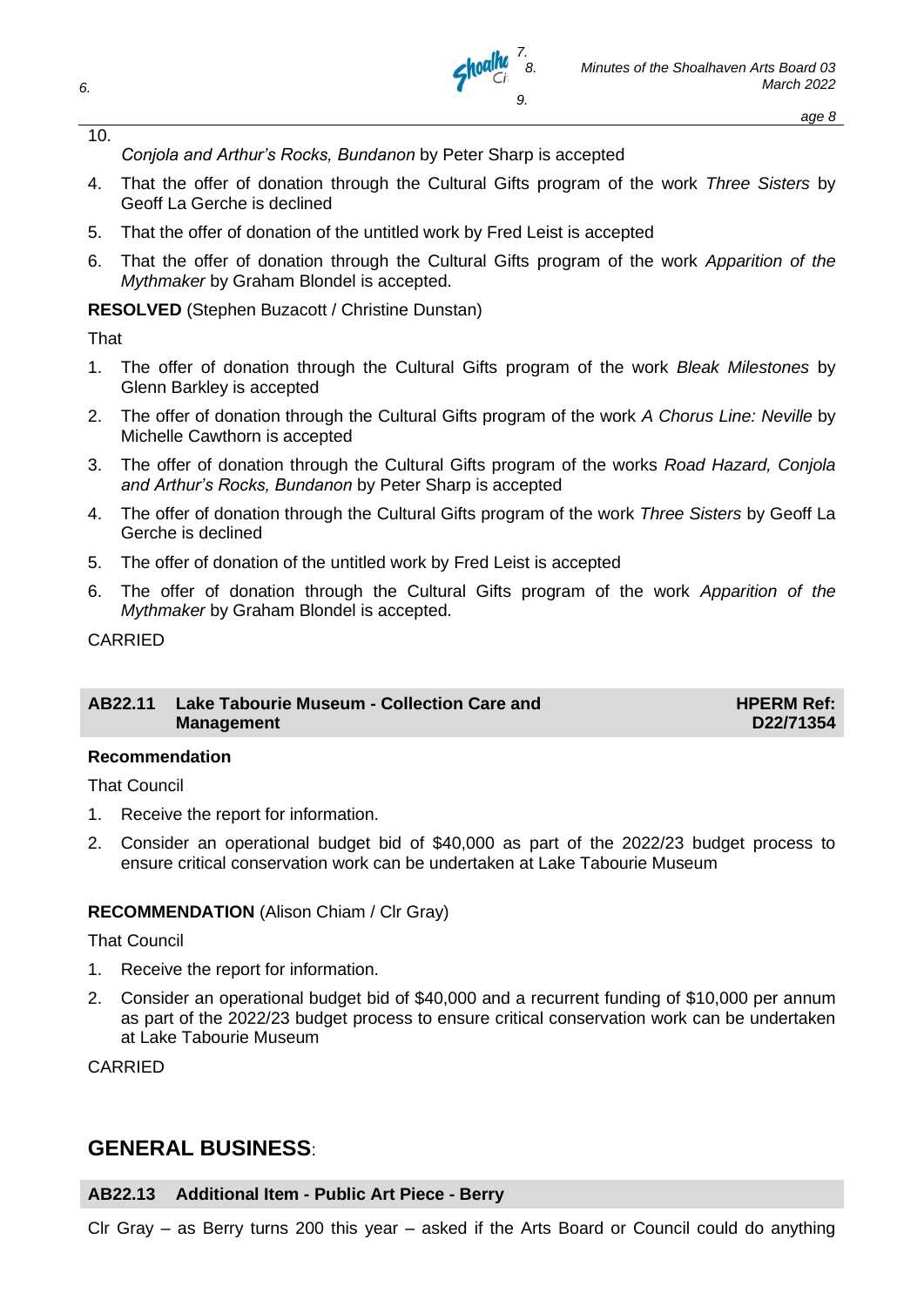*Conjola and Arthur's Rocks, Bundanon* by Peter Sharp is accepted

4. That the offer of donation through the Cultural Gifts program of the work *Three Sisters* by Geoff La Gerche is declined
5. That the offer of donation of the untitled work by Fred Leist is accepted
6. That the offer of donation through the Cultural Gifts program of the work *Apparition of the Mythmaker* by Graham Blondel is accepted.

**RESOLVED** (Stephen Buzacott / Christine Dunstan)

That

1. The offer of donation through the Cultural Gifts program of the work *Bleak Milestones* by Glenn Barkley is accepted
2. The offer of donation through the Cultural Gifts program of the work *A Chorus Line: Neville* by Michelle Cawthorn is accepted
3. The offer of donation through the Cultural Gifts program of the works *Road Hazard, Conjola and Arthur's Rocks, Bundanon* by Peter Sharp is accepted
4. The offer of donation through the Cultural Gifts program of the work *Three Sisters* by Geoff La Gerche is declined
5. The offer of donation of the untitled work by Fred Leist is accepted
6. The offer of donation through the Cultural Gifts program of the work *Apparition of the Mythmaker* by Graham Blondel is accepted.

CARRIED

| AB22.11 Lake Tabourie Museum - Collection Care and Management | HPERM Ref: D22/71354 |
|---|---|

**Recommendation**

That Council

1. Receive the report for information.
2. Consider an operational budget bid of $40,000 as part of the 2022/23 budget process to ensure critical conservation work can be undertaken at Lake Tabourie Museum

**RECOMMENDATION** (Alison Chiam / Clr Gray)

That Council

1. Receive the report for information.
2. Consider an operational budget bid of $40,000 and a recurrent funding of $10,000 per annum as part of the 2022/23 budget process to ensure critical conservation work can be undertaken at Lake Tabourie Museum

CARRIED

## GENERAL BUSINESS:

**AB22.13 Additional Item - Public Art Piece - Berry**

Clr Gray – as Berry turns 200 this year – asked if the Arts Board or Council could do anything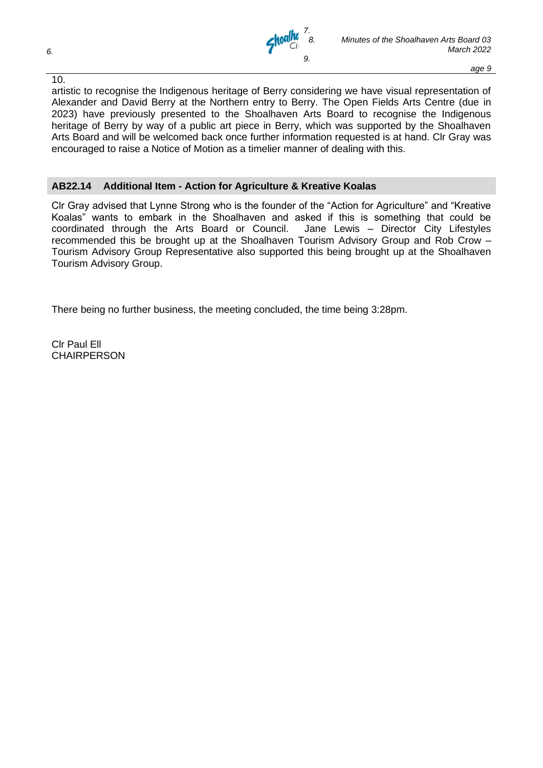artistic to recognise the Indigenous heritage of Berry considering we have visual representation of Alexander and David Berry at the Northern entry to Berry. The Open Fields Arts Centre (due in 2023) have previously presented to the Shoalhaven Arts Board to recognise the Indigenous heritage of Berry by way of a public art piece in Berry, which was supported by the Shoalhaven Arts Board and will be welcomed back once further information requested is at hand. Clr Gray was encouraged to raise a Notice of Motion as a timelier manner of dealing with this.

## AB22.14 Additional Item - Action for Agriculture & Kreative Koalas

Clr Gray advised that Lynne Strong who is the founder of the "Action for Agriculture" and "Kreative Koalas" wants to embark in the Shoalhaven and asked if this is something that could be coordinated through the Arts Board or Council. Jane Lewis – Director City Lifestyles recommended this be brought up at the Shoalhaven Tourism Advisory Group and Rob Crow – Tourism Advisory Group Representative also supported this being brought up at the Shoalhaven Tourism Advisory Group.

There being no further business, the meeting concluded, the time being 3:28pm.

Clr Paul Ell
CHAIRPERSON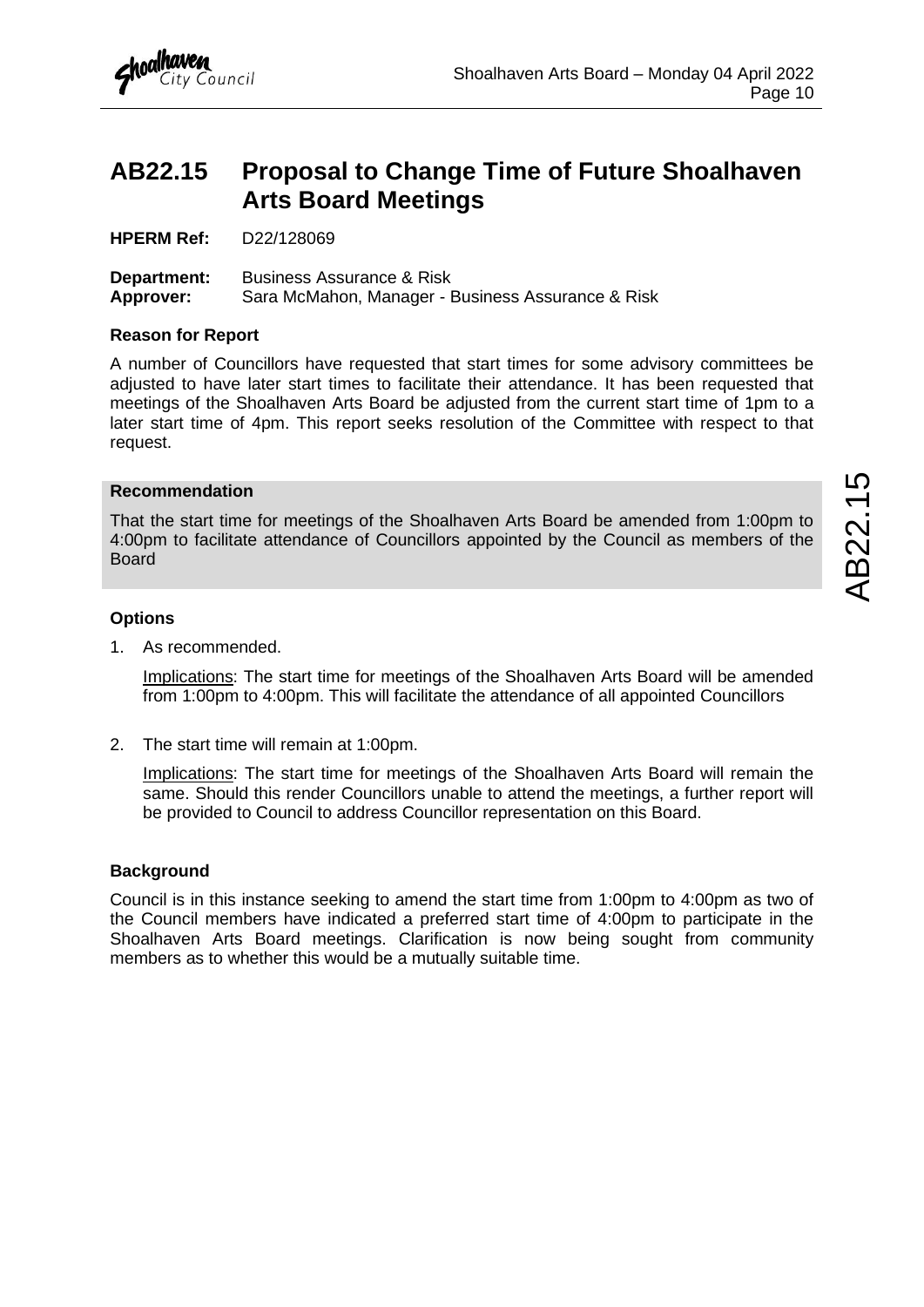# AB22.15 Proposal to Change Time of Future Shoalhaven Arts Board Meetings

**HPERM Ref:** D22/128069

**Department:** Business Assurance & Risk
**Approver:** Sara McMahon, Manager - Business Assurance & Risk

## Reason for Report

A number of Councillors have requested that start times for some advisory committees be adjusted to have later start times to facilitate their attendance. It has been requested that meetings of the Shoalhaven Arts Board be adjusted from the current start time of 1pm to a later start time of 4pm. This report seeks resolution of the Committee with respect to that request.

## Recommendation

That the start time for meetings of the Shoalhaven Arts Board be amended from 1:00pm to 4:00pm to facilitate attendance of Councillors appointed by the Council as members of the Board

## Options

1. As recommended.

   Implications: The start time for meetings of the Shoalhaven Arts Board will be amended from 1:00pm to 4:00pm. This will facilitate the attendance of all appointed Councillors

2. The start time will remain at 1:00pm.

   Implications: The start time for meetings of the Shoalhaven Arts Board will remain the same. Should this render Councillors unable to attend the meetings, a further report will be provided to Council to address Councillor representation on this Board.

## Background

Council is in this instance seeking to amend the start time from 1:00pm to 4:00pm as two of the Council members have indicated a preferred start time of 4:00pm to participate in the Shoalhaven Arts Board meetings. Clarification is now being sought from community members as to whether this would be a mutually suitable time.